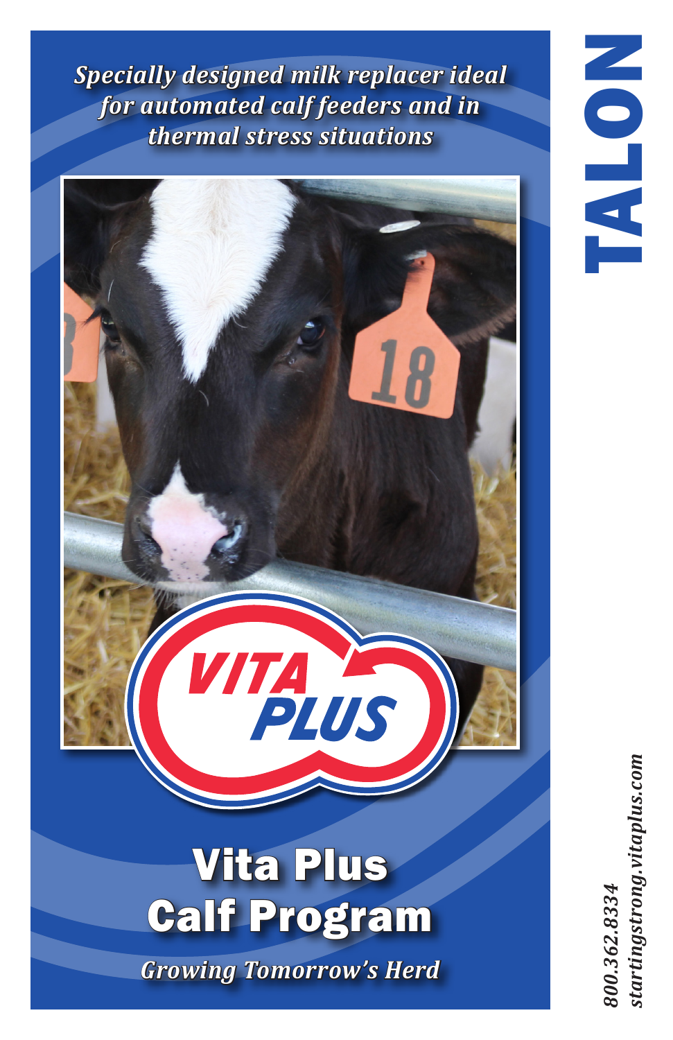# TALON

*Specially designed milk replacer ideal for automated calf feeders and in thermal stress situations*

VITA PLUS

## Vita Plus Calf Program

*Growing Tomorrow's Herd*

*800.362.8334*
*startingstrong.vitaplus.com*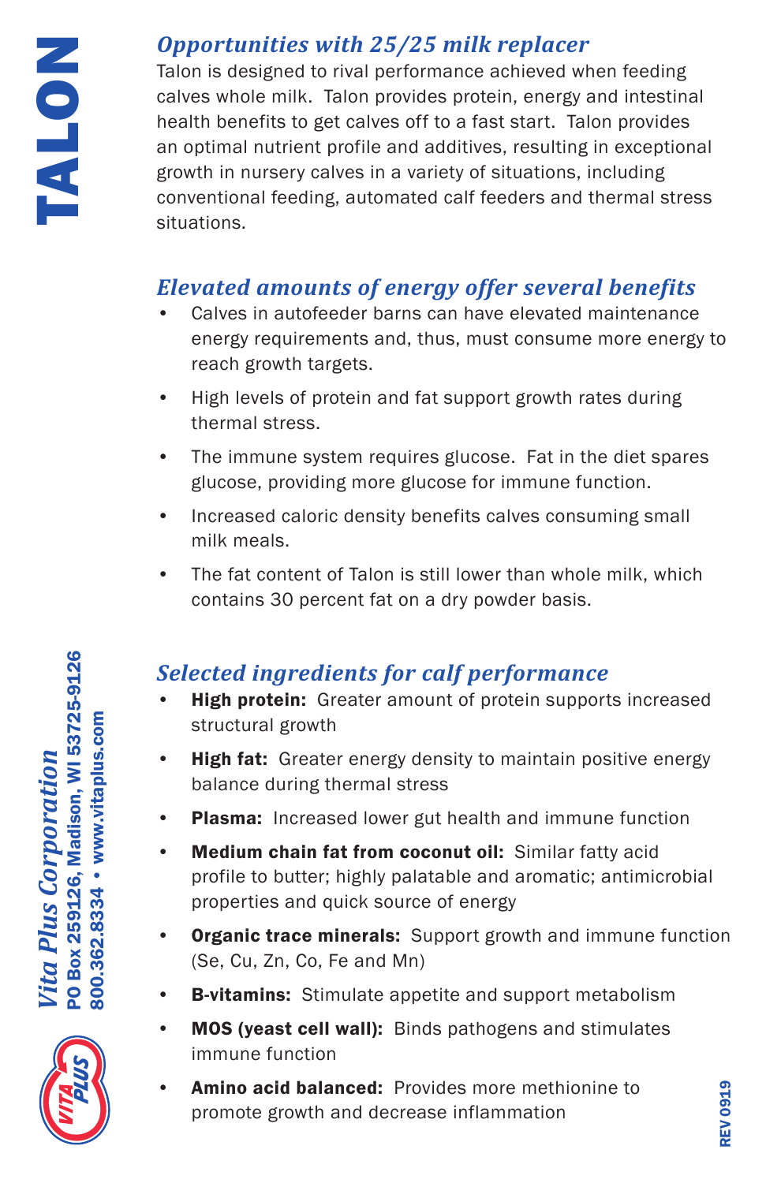# TALON

## *Opportunities with 25/25 milk replacer*

Talon is designed to rival performance achieved when feeding calves whole milk. Talon provides protein, energy and intestinal health benefits to get calves off to a fast start. Talon provides an optimal nutrient profile and additives, resulting in exceptional growth in nursery calves in a variety of situations, including conventional feeding, automated calf feeders and thermal stress situations.

## *Elevated amounts of energy offer several benefits*

- Calves in autofeeder barns can have elevated maintenance energy requirements and, thus, must consume more energy to reach growth targets.
- High levels of protein and fat support growth rates during thermal stress.
- The immune system requires glucose. Fat in the diet spares glucose, providing more glucose for immune function.
- Increased caloric density benefits calves consuming small milk meals.
- The fat content of Talon is still lower than whole milk, which contains 30 percent fat on a dry powder basis.

## *Selected ingredients for calf performance*

- **High protein:** Greater amount of protein supports increased structural growth
- **High fat:** Greater energy density to maintain positive energy balance during thermal stress
- **Plasma:** Increased lower gut health and immune function
- **Medium chain fat from coconut oil:** Similar fatty acid profile to butter; highly palatable and aromatic; antimicrobial properties and quick source of energy
- **Organic trace minerals:** Support growth and immune function (Se, Cu, Zn, Co, Fe and Mn)
- **B-vitamins:** Stimulate appetite and support metabolism
- **MOS (yeast cell wall):** Binds pathogens and stimulates immune function
- **Amino acid balanced:** Provides more methionine to promote growth and decrease inflammation

*Vita Plus Corporation*
PO Box 259126, Madison, WI 53725-9126
800.362.8334 • www.vitaplus.com

VITA PLUS

REV 0919